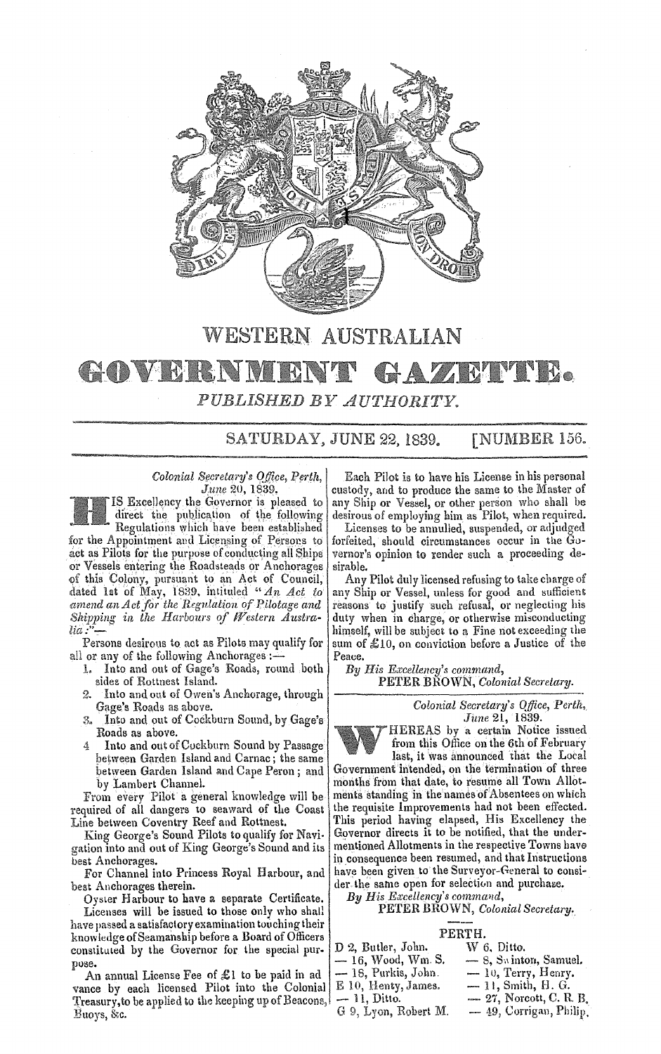# WESTERN AUSTRALIAN GOVERNMENT GAZETTE.

*PUBLISHED BY AUTHORITY.*

SATURDAY, JUNE 22, 1839. [NUMBER 156.

*Colonial Secretary's Office, Perth, June 20, 1839.*

HIS Excellency the Governor is pleased to direct the publication of the following Regulations which have been established for the Appointment and Licensing of Persons to act as Pilots for the purpose of conducting all Ships or Vessels entering the Roadsteads or Anchorages of this Colony, pursuant to an Act of Council, dated 1st of May, 1839, intituled "*An Act to amend an Act for the Regulation of Pilotage and Shipping in the Harbours of Western Australia*:"—

Persons desirous to act as Pilots may qualify for all or any of the following Anchorages:—

1. Into and out of Gage's Roads, round both sides of Rottnest Island.
2. Into and out of Owen's Anchorage, through Gage's Roads as above.
3. Into and out of Cockburn Sound, by Gage's Roads as above.
4. Into and out of Cockburn Sound by Passage between Garden Island and Carnac; the same between Garden Island and Cape Peron; and by Lambert Channel.

From every Pilot a general knowledge will be required of all dangers to seaward of the Coast Line between Coventry Reef and Rottnest.

King George's Sound Pilots to qualify for Navigation into and out of King George's Sound and its best Anchorages.

For Channel into Princess Royal Harbour, and best Anchorages therein.

Oyster Harbour to have a separate Certificate.

Licenses will be issued to those only who shall have passed a satisfactory examination touching their knowledge of Seamanship before a Board of Officers constituted by the Governor for the special purpose.

An annual License Fee of £1 to be paid in advance by each licensed Pilot into the Colonial Treasury, to be applied to the keeping up of Beacons, Buoys, &c.

Each Pilot is to have his License in his personal custody, and to produce the same to the Master of any Ship or Vessel, or other person who shall be desirous of employing him as Pilot, when required.

Licenses to be annulled, suspended, or adjudged forfeited, should circumstances occur in the Governor's opinion to render such a proceeding desirable.

Any Pilot duly licensed refusing to take charge of any Ship or Vessel, unless for good and sufficient reasons to justify such refusal, or neglecting his duty when in charge, or otherwise misconducting himself, will be subject to a Fine not exceeding the sum of £10, on conviction before a Justice of the Peace.

*By His Excellency's command,*
PETER BROWN, *Colonial Secretary.*

---

*Colonial Secretary's Office, Perth, June 21, 1839.*

WHEREAS by a certain Notice issued from this Office on the 6th of February last, it was announced that the Local Government intended, on the termination of three months from that date, to resume all Town Allotments standing in the names of Absentees on which the requisite Improvements had not been effected. This period having elapsed, His Excellency the Governor directs it to be notified, that the undermentioned Allotments in the respective Towns have in consequence been resumed, and that Instructions have been given to the Surveyor-General to consider the same open for selection and purchase.

*By His Excellency's command,*
PETER BROWN, *Colonial Secretary.*

PERTH.

D 2, Butler, John.
— 16, Wood, Wm. S.
— 18, Purkis, John.
E 10, Henty, James.
— 11, Ditto.
G 9, Lyon, Robert M.
W 6, Ditto.
— 8, Sainton, Samuel.
— 10, Terry, Henry.
— 11, Smith, H. G.
— 27, Norcott, C. R. B.
— 49, Corrigan, Philip.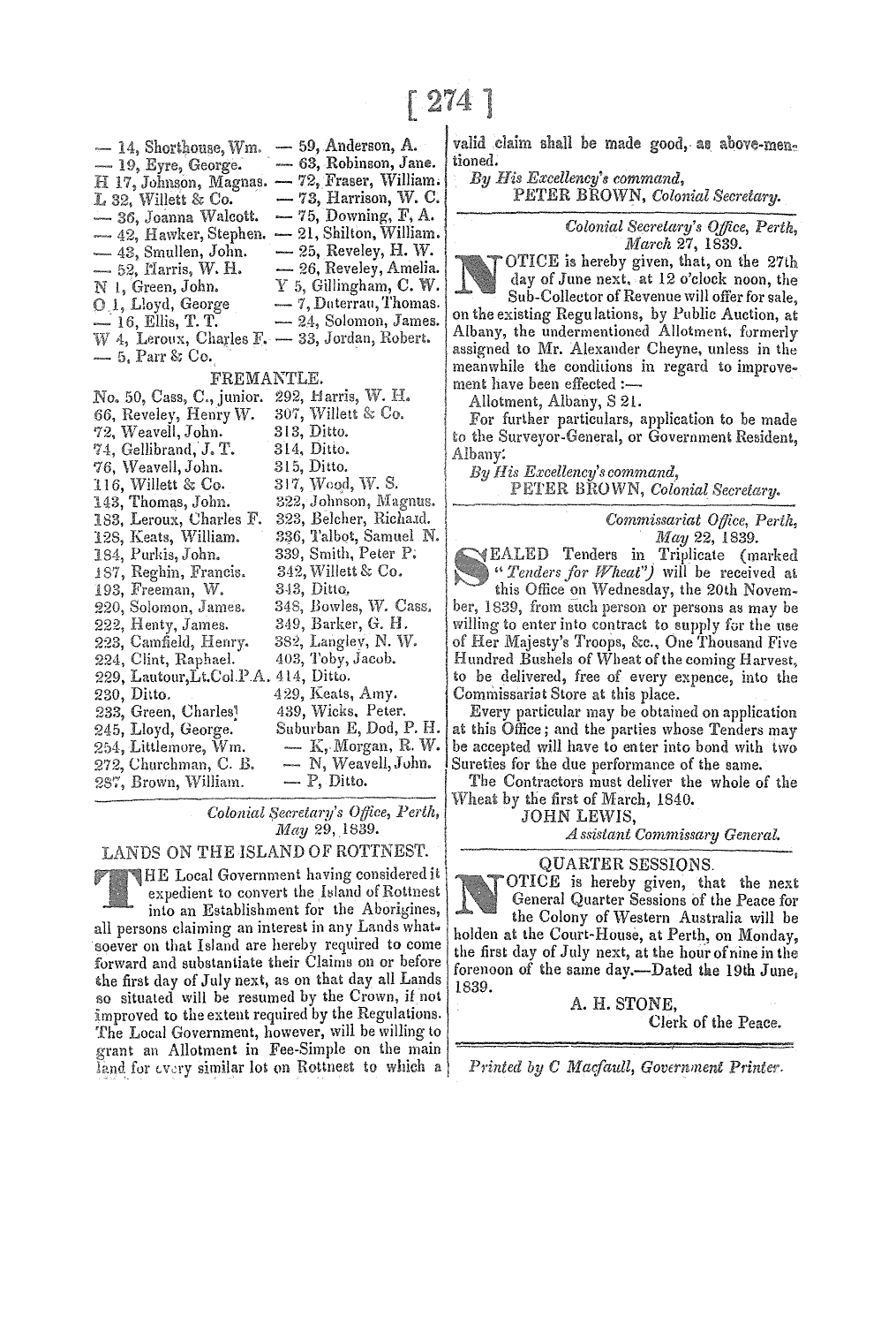| | |
|---|---|
| — 14, Shorthouse, Wm. | — 59, Anderson, A. |
| — 19, Eyre, George. | — 63, Robinson, Jane. |
| H 17, Johnson, Magnas. | — 72, Fraser, William. |
| L 32, Willett & Co. | — 73, Harrison, W. C. |
| — 36, Joanna Walcott. | — 75, Downing, F, A. |
| — 42, Hawker, Stephen. | — 21, Shilton, William. |
| — 43, Smullen, John. | — 25, Reveley, H. W. |
| — 52, Harris, W. H. | — 26, Reveley, Amelia. |
| N 1, Green, John. | Y 5, Gillingham, C. W. |
| O 1, Lloyd, George | — 7, Duterrau, Thomas. |
| — 16, Ellis, T. T. | — 24, Solomon, James. |
| W 4, Leroux, Charles F. | — 33, Jordan, Robert. |
| — 5, Parr & Co. | |

FREMANTLE.

| | |
|---|---|
| No. 50, Cass, C., junior. | 292, Harris, W. H. |
| 66, Reveley, Henry W. | 307, Willett & Co. |
| 72, Weavell, John. | 313, Ditto. |
| 74, Gellibrand, J. T. | 314, Ditto. |
| 76, Weavell, John. | 315, Ditto. |
| 116, Willett & Co. | 317, Wood, W. S. |
| 143, Thomas, John. | 322, Johnson, Magnus. |
| 183, Leroux, Charles F. | 323, Belcher, Richard. |
| 128, Keats, William. | 336, Talbot, Samuel N. |
| 184, Purkis, John. | 339, Smith, Peter P. |
| 187, Reghin, Francis. | 342, Willett & Co. |
| 193, Freeman, W. | 343, Ditto. |
| 220, Solomon, James. | 348, Bowles, W. Cass. |
| 222, Henty, James. | 349, Barker, G. H. |
| 223, Camfield, Henry. | 382, Langley, N. W. |
| 224, Clint, Raphael. | 403, Toby, Jacob. |
| 229, Lautour, Lt.Col.P.A. | 414, Ditto. |
| 230, Ditto. | 429, Keats, Amy. |
| 233, Green, Charles. | 439, Wicks, Peter. |
| 245, Lloyd, George. | Suburban E, Dod, P. H. |
| 254, Littlemore, Wm. | — K, Morgan, R. W. |
| 272, Churchman, C. B. | — N, Weavell, John. |
| 287, Brown, William. | — P, Ditto. |

*Colonial Secretary's Office, Perth,*
*May* 29, 1839.

LANDS ON THE ISLAND OF ROTTNEST.

THE Local Government having considered it expedient to convert the Island of Rottnest into an Establishment for the Aborigines, all persons claiming an interest in any Lands whatsoever on that Island are hereby required to come forward and substantiate their Claims on or before the first day of July next, as on that day all Lands so situated will be resumed by the Crown, if not improved to the extent required by the Regulations. The Local Government, however, will be willing to grant an Allotment in Fee-Simple on the main land for every similar lot on Rottnest to which a valid claim shall be made good, as above-mentioned.

*By His Excellency's command,*
PETER BROWN, *Colonial Secretary.*

---

*Colonial Secretary's Office, Perth,*
*March* 27, 1839.

NOTICE is hereby given, that, on the 27th day of June next, at 12 o'clock noon, the Sub-Collector of Revenue will offer for sale, on the existing Regulations, by Public Auction, at Albany, the undermentioned Allotment, formerly assigned to Mr. Alexander Cheyne, unless in the meanwhile the conditions in regard to improvement have been effected :—

Allotment, Albany, S 21.

For further particulars, application to be made to the Surveyor-General, or Government Resident, Albany.

*By His Excellency's command,*
PETER BROWN, *Colonial Secretary.*

---

*Commissariat Office, Perth,*
*May* 22, 1839.

SEALED Tenders in Triplicate (marked "*Tenders for Wheat*") will be received at this Office on Wednesday, the 20th November, 1839, from such person or persons as may be willing to enter into contract to supply for the use of Her Majesty's Troops, &c., One Thousand Five Hundred Bushels of Wheat of the coming Harvest, to be delivered, free of every expence, into the Commissariat Store at this place.

Every particular may be obtained on application at this Office; and the parties whose Tenders may be accepted will have to enter into bond with two Sureties for the due performance of the same.

The Contractors must deliver the whole of the Wheat by the first of March, 1840.

JOHN LEWIS,
*Assistant Commissary General.*

---

QUARTER SESSIONS.

NOTICE is hereby given, that the next General Quarter Sessions of the Peace for the Colony of Western Australia will be holden at the Court-House, at Perth, on Monday, the first day of July next, at the hour of nine in the forenoon of the same day.—Dated the 19th June, 1839.

A. H. STONE,
Clerk of the Peace.

---

*Printed by C Macfaull, Government Printer.*